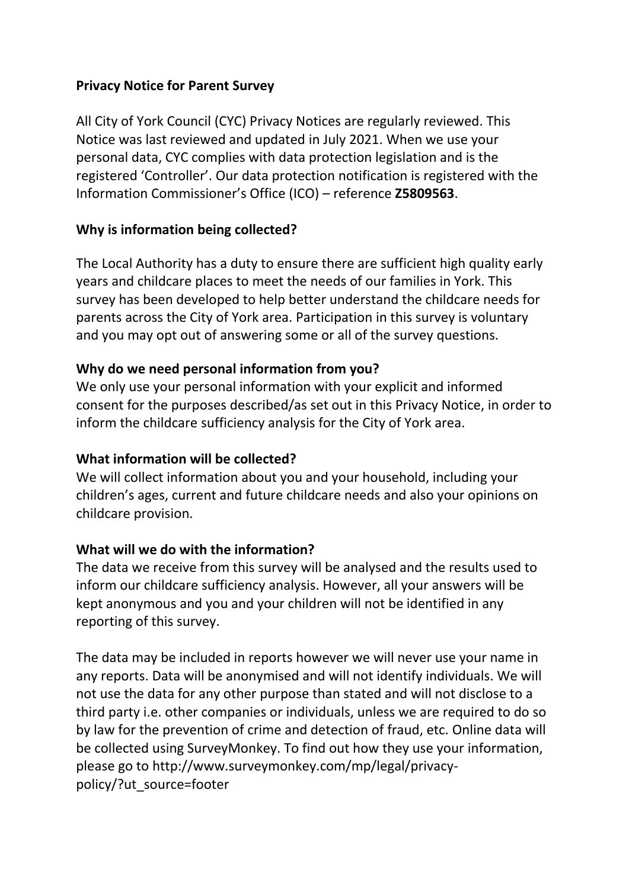**Privacy Notice for Parent Survey**

All City of York Council (CYC) Privacy Notices are regularly reviewed. This Notice was last reviewed and updated in July 2021. When we use your personal data, CYC complies with data protection legislation and is the registered 'Controller'. Our data protection notification is registered with the Information Commissioner's Office (ICO) – reference **Z5809563**.

**Why is information being collected?**

The Local Authority has a duty to ensure there are sufficient high quality early years and childcare places to meet the needs of our families in York. This survey has been developed to help better understand the childcare needs for parents across the City of York area. Participation in this survey is voluntary and you may opt out of answering some or all of the survey questions.

**Why do we need personal information from you?**

We only use your personal information with your explicit and informed consent for the purposes described/as set out in this Privacy Notice, in order to inform the childcare sufficiency analysis for the City of York area.

**What information will be collected?**

We will collect information about you and your household, including your children's ages, current and future childcare needs and also your opinions on childcare provision.

**What will we do with the information?**

The data we receive from this survey will be analysed and the results used to inform our childcare sufficiency analysis. However, all your answers will be kept anonymous and you and your children will not be identified in any reporting of this survey.

The data may be included in reports however we will never use your name in any reports. Data will be anonymised and will not identify individuals. We will not use the data for any other purpose than stated and will not disclose to a third party i.e. other companies or individuals, unless we are required to do so by law for the prevention of crime and detection of fraud, etc. Online data will be collected using SurveyMonkey. To find out how they use your information, please go to http://www.surveymonkey.com/mp/legal/privacy-policy/?ut_source=footer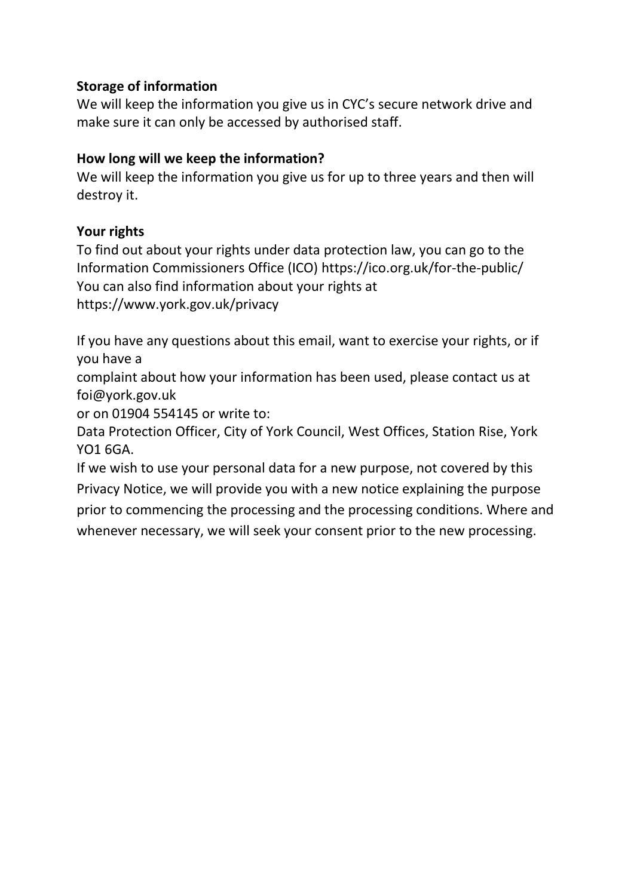**Storage of information**

We will keep the information you give us in CYC's secure network drive and make sure it can only be accessed by authorised staff.

**How long will we keep the information?**

We will keep the information you give us for up to three years and then will destroy it.

**Your rights**

To find out about your rights under data protection law, you can go to the Information Commissioners Office (ICO) https://ico.org.uk/for-the-public/
You can also find information about your rights at
https://www.york.gov.uk/privacy

If you have any questions about this email, want to exercise your rights, or if you have a
complaint about how your information has been used, please contact us at foi@york.gov.uk
or on 01904 554145 or write to:
Data Protection Officer, City of York Council, West Offices, Station Rise, York YO1 6GA.
If we wish to use your personal data for a new purpose, not covered by this Privacy Notice, we will provide you with a new notice explaining the purpose prior to commencing the processing and the processing conditions. Where and whenever necessary, we will seek your consent prior to the new processing.